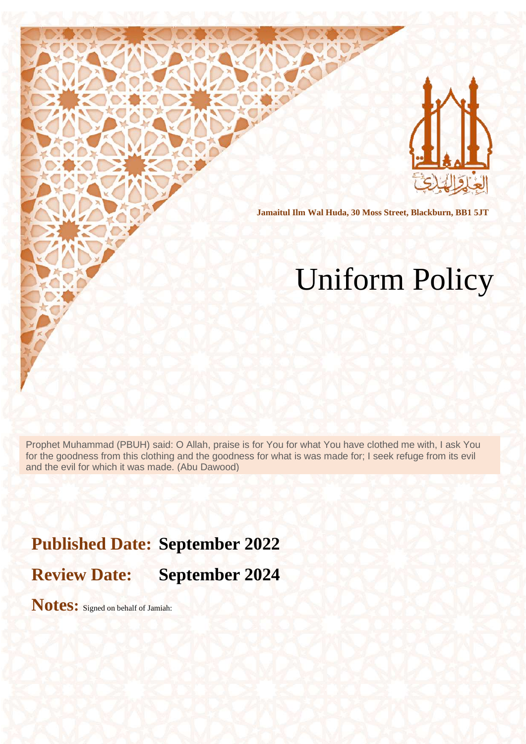Jamaitul Ilm Wal Huda, 30 Moss Street, Blackburn, BB1 5JT

# Uniform Policy

Prophet Muhammad (PBUH) said: O Allah, praise is for You for what You have clothed me with, I ask You for the goodness from this clothing and the goodness for what is was made for; I seek refuge from its evil and the evil for which it was made. (Abu Dawood)

**Published Date: September 2022**

**Review Date: September 2024**

**Notes:** Signed on behalf of Jamiah: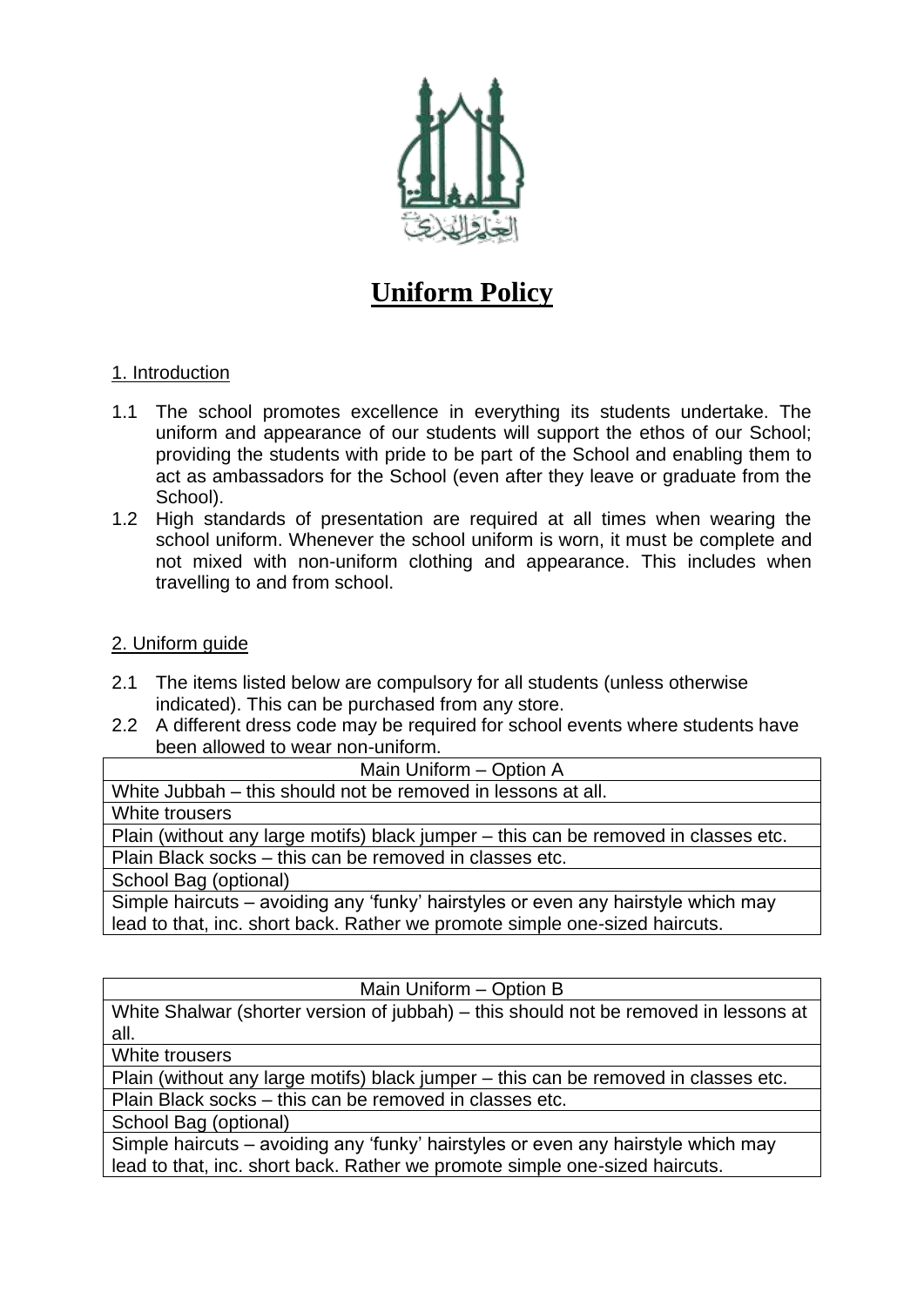# **Uniform Policy**

## 1. Introduction

1.1 The school promotes excellence in everything its students undertake. The uniform and appearance of our students will support the ethos of our School; providing the students with pride to be part of the School and enabling them to act as ambassadors for the School (even after they leave or graduate from the School).

1.2 High standards of presentation are required at all times when wearing the school uniform. Whenever the school uniform is worn, it must be complete and not mixed with non-uniform clothing and appearance. This includes when travelling to and from school.

## 2. Uniform guide

2.1 The items listed below are compulsory for all students (unless otherwise indicated). This can be purchased from any store.

2.2 A different dress code may be required for school events where students have been allowed to wear non-uniform.

| Main Uniform – Option A |
|---|
| White Jubbah – this should not be removed in lessons at all. |
| White trousers |
| Plain (without any large motifs) black jumper – this can be removed in classes etc. |
| Plain Black socks – this can be removed in classes etc. |
| School Bag (optional) |
| Simple haircuts – avoiding any 'funky' hairstyles or even any hairstyle which may lead to that, inc. short back. Rather we promote simple one-sized haircuts. |

| Main Uniform – Option B |
|---|
| White Shalwar (shorter version of jubbah) – this should not be removed in lessons at all. |
| White trousers |
| Plain (without any large motifs) black jumper – this can be removed in classes etc. |
| Plain Black socks – this can be removed in classes etc. |
| School Bag (optional) |
| Simple haircuts – avoiding any 'funky' hairstyles or even any hairstyle which may lead to that, inc. short back. Rather we promote simple one-sized haircuts. |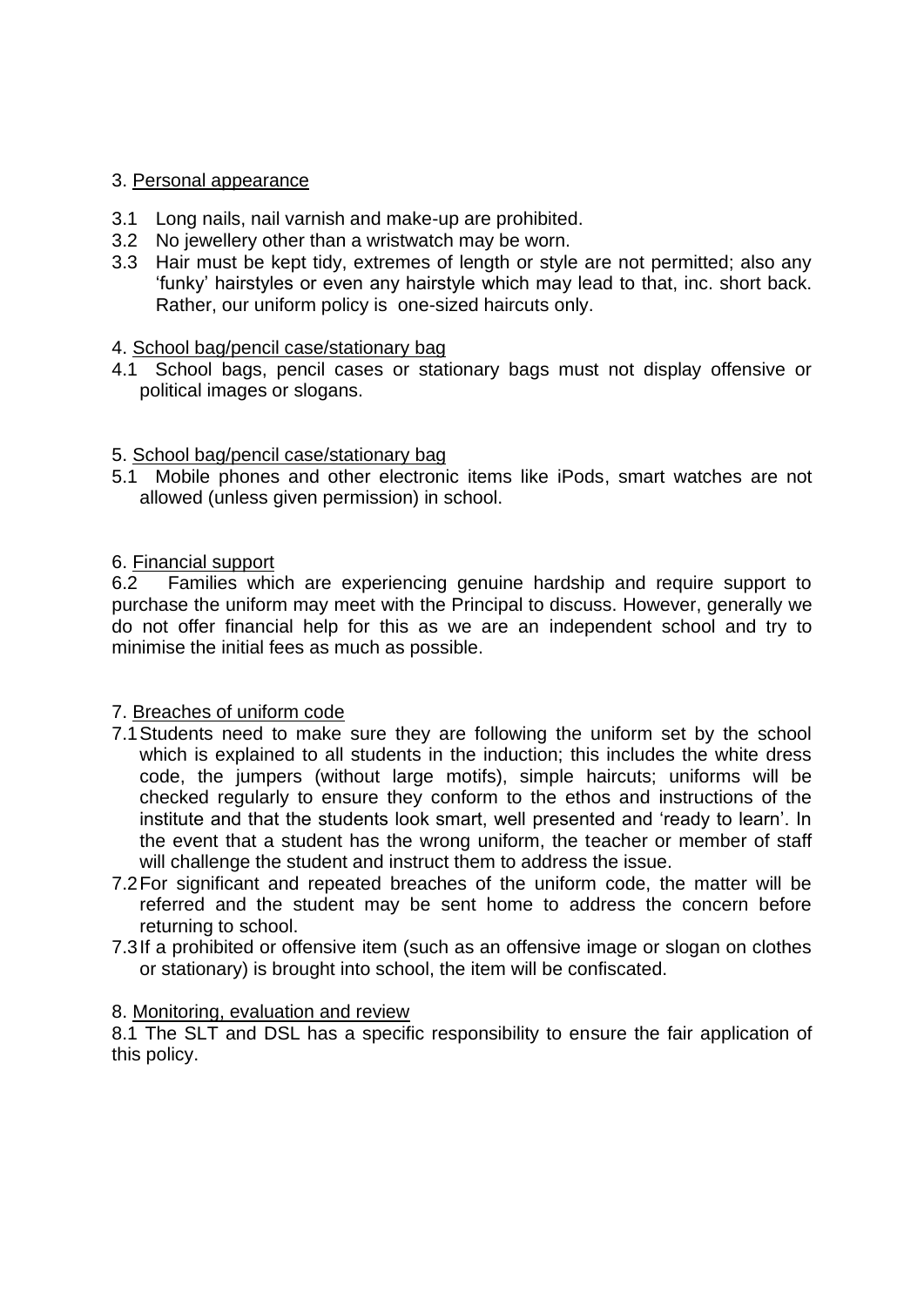3. <u>Personal appearance</u>

3.1 Long nails, nail varnish and make-up are prohibited.
3.2 No jewellery other than a wristwatch may be worn.
3.3 Hair must be kept tidy, extremes of length or style are not permitted; also any 'funky' hairstyles or even any hairstyle which may lead to that, inc. short back. Rather, our uniform policy is one-sized haircuts only.

4. <u>School bag/pencil case/stationary bag</u>

4.1 School bags, pencil cases or stationary bags must not display offensive or political images or slogans.

5. <u>School bag/pencil case/stationary bag</u>

5.1 Mobile phones and other electronic items like iPods, smart watches are not allowed (unless given permission) in school.

6. <u>Financial support</u>

6.2 Families which are experiencing genuine hardship and require support to purchase the uniform may meet with the Principal to discuss. However, generally we do not offer financial help for this as we are an independent school and try to minimise the initial fees as much as possible.

7. <u>Breaches of uniform code</u>

7.1 Students need to make sure they are following the uniform set by the school which is explained to all students in the induction; this includes the white dress code, the jumpers (without large motifs), simple haircuts; uniforms will be checked regularly to ensure they conform to the ethos and instructions of the institute and that the students look smart, well presented and 'ready to learn'. In the event that a student has the wrong uniform, the teacher or member of staff will challenge the student and instruct them to address the issue.
7.2 For significant and repeated breaches of the uniform code, the matter will be referred and the student may be sent home to address the concern before returning to school.
7.3 If a prohibited or offensive item (such as an offensive image or slogan on clothes or stationary) is brought into school, the item will be confiscated.

8. <u>Monitoring, evaluation and review</u>

8.1 The SLT and DSL has a specific responsibility to ensure the fair application of this policy.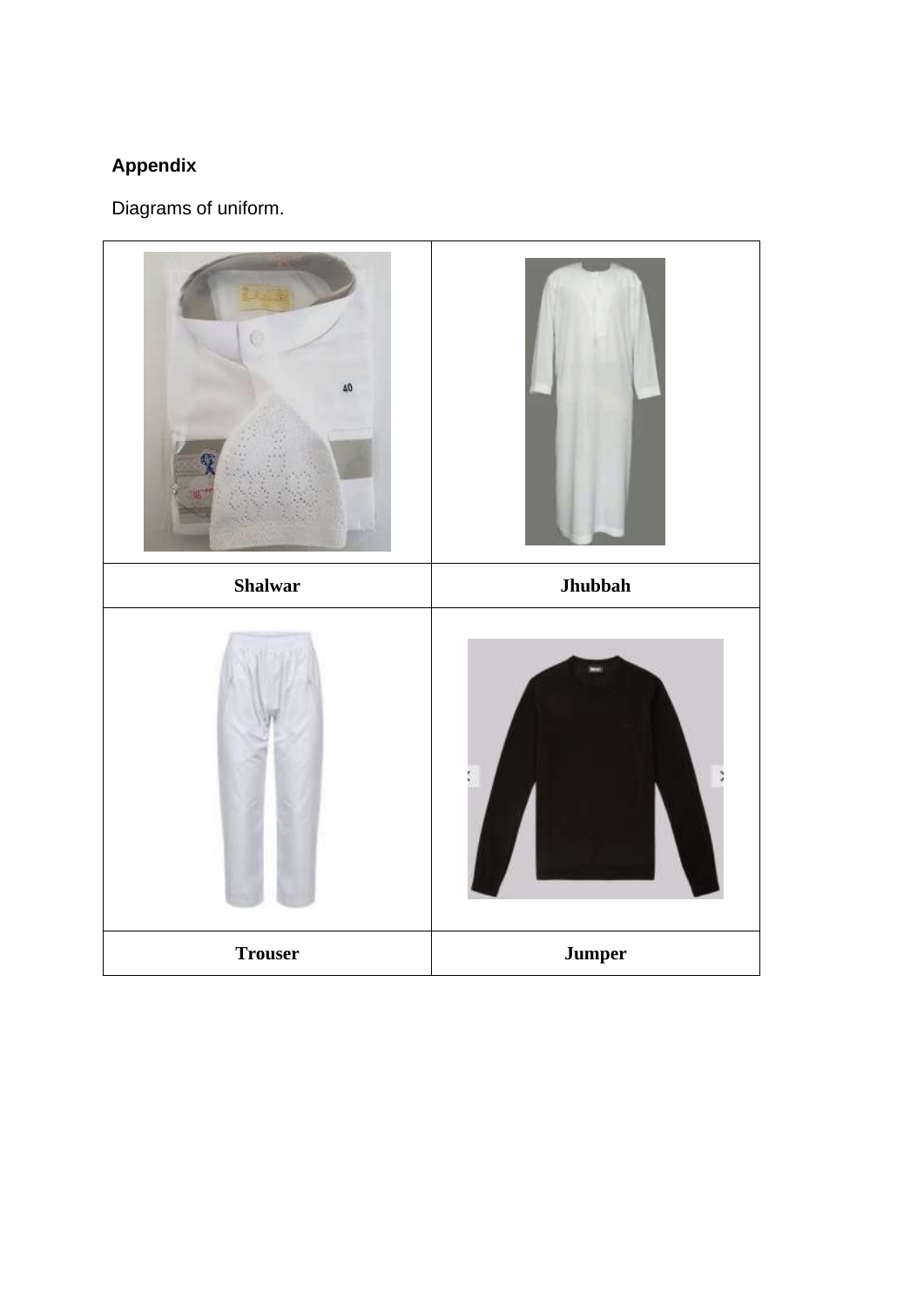**Appendix**

Diagrams of uniform.

| | |
|---|---|
| | |
| **Shalwar** | **Jhubbah** |
| | |
| **Trouser** | **Jumper** |